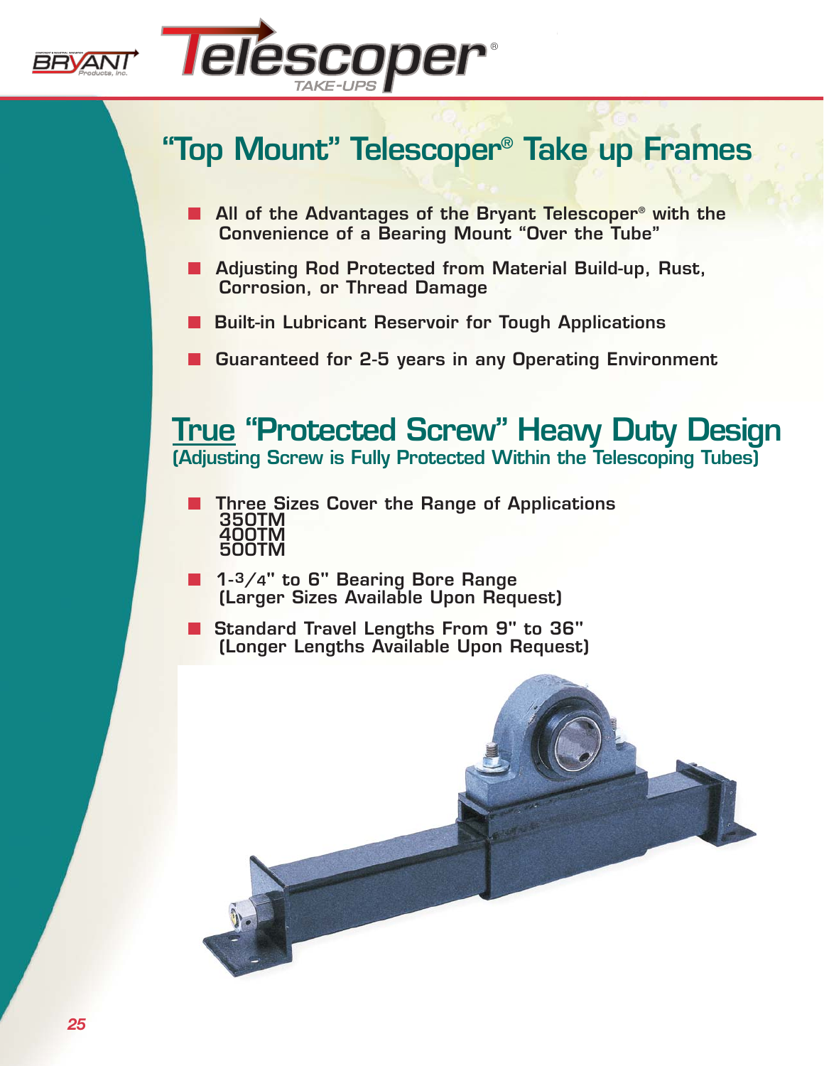# "Top Mount" Telescoper® Take up Frames

- All of the Advantages of the Bryant Telescoper® with the Convenience of a Bearing Mount "Over the Tube"
- Adjusting Rod Protected from Material Build-up, Rust, Corrosion, or Thread Damage
- Built-in Lubricant Reservoir for Tough Applications
- Guaranteed for 2-5 years in any Operating Environment

## True "Protected Screw" Heavy Duty Design

**(Adjusting Screw is Fully Protected Within the Telescoping Tubes)**

- Three Sizes Cover the Range of Applications
  350TM
  400TM
  500TM
- 1-3/4" to 6" Bearing Bore Range
  (Larger Sizes Available Upon Request)
- Standard Travel Lengths From 9" to 36"
  (Longer Lengths Available Upon Request)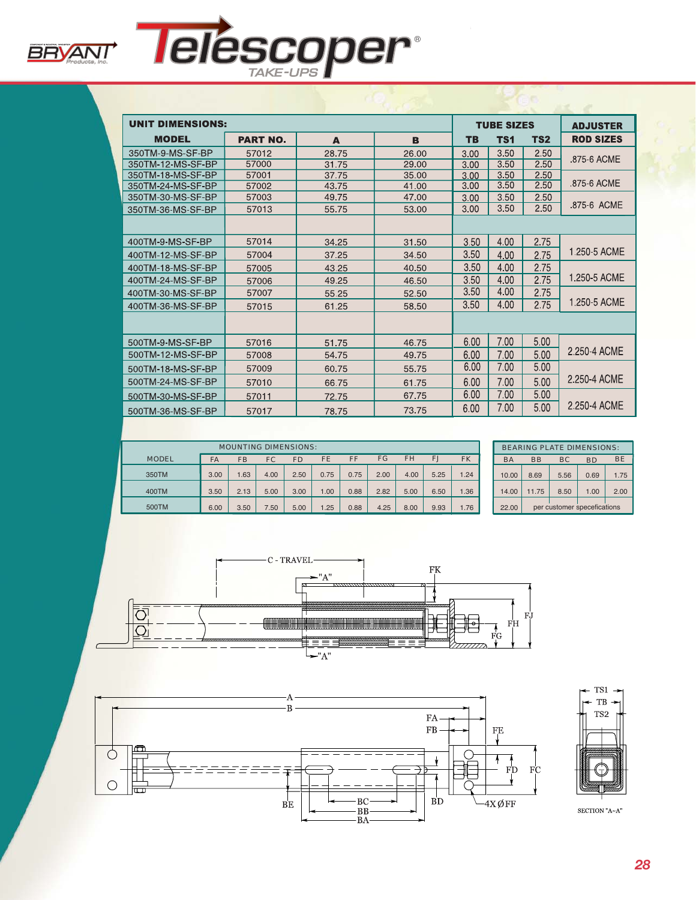# Telescoper® TAKE-UPS

| UNIT DIMENSIONS: | | | | TUBE SIZES | | | ADJUSTER |
|---|---|---|---|---|---|---|---|
| MODEL | PART NO. | A | B | TB | TS1 | TS2 | ROD SIZES |
| 350TM-9-MS-SF-BP | 57012 | 28.75 | 26.00 | 3.00 | 3.50 | 2.50 | .875-6 ACME |
| 350TM-12-MS-SF-BP | 57000 | 31.75 | 29.00 | 3.00 | 3.50 | 2.50 | |
| 350TM-18-MS-SF-BP | 57001 | 37.75 | 35.00 | 3.00 | 3.50 | 2.50 | .875-6 ACME |
| 350TM-24-MS-SF-BP | 57002 | 43.75 | 41.00 | 3.00 | 3.50 | 2.50 | |
| 350TM-30-MS-SF-BP | 57003 | 49.75 | 47.00 | 3.00 | 3.50 | 2.50 | .875-6 ACME |
| 350TM-36-MS-SF-BP | 57013 | 55.75 | 53.00 | 3.00 | 3.50 | 2.50 | |
| | | | | | | | |
| 400TM-9-MS-SF-BP | 57014 | 34.25 | 31.50 | 3.50 | 4.00 | 2.75 | 1.250-5 ACME |
| 400TM-12-MS-SF-BP | 57004 | 37.25 | 34.50 | 3.50 | 4.00 | 2.75 | |
| 400TM-18-MS-SF-BP | 57005 | 43.25 | 40.50 | 3.50 | 4.00 | 2.75 | 1.250-5 ACME |
| 400TM-24-MS-SF-BP | 57006 | 49.25 | 46.50 | 3.50 | 4.00 | 2.75 | |
| 400TM-30-MS-SF-BP | 57007 | 55.25 | 52.50 | 3.50 | 4.00 | 2.75 | 1.250-5 ACME |
| 400TM-36-MS-SF-BP | 57015 | 61.25 | 58.50 | 3.50 | 4.00 | 2.75 | |
| | | | | | | | |
| 500TM-9-MS-SF-BP | 57016 | 51.75 | 46.75 | 6.00 | 7.00 | 5.00 | 2.250-4 ACME |
| 500TM-12-MS-SF-BP | 57008 | 54.75 | 49.75 | 6.00 | 7.00 | 5.00 | |
| 500TM-18-MS-SF-BP | 57009 | 60.75 | 55.75 | 6.00 | 7.00 | 5.00 | 2.250-4 ACME |
| 500TM-24-MS-SF-BP | 57010 | 66.75 | 61.75 | 6.00 | 7.00 | 5.00 | |
| 500TM-30-MS-SF-BP | 57011 | 72.75 | 67.75 | 6.00 | 7.00 | 5.00 | 2.250-4 ACME |
| 500TM-36-MS-SF-BP | 57017 | 78.75 | 73.75 | 6.00 | 7.00 | 5.00 | |

| | MOUNTING DIMENSIONS: | | | | | | | | | |
|---|---|---|---|---|---|---|---|---|---|---|
| MODEL | FA | FB | FC | FD | FE | FF | FG | FH | FJ | FK |
| 350TM | 3.00 | 1.63 | 4.00 | 2.50 | 0.75 | 0.75 | 2.00 | 4.00 | 5.25 | 1.24 |
| 400TM | 3.50 | 2.13 | 5.00 | 3.00 | 1.00 | 0.88 | 2.82 | 5.00 | 6.50 | 1.36 |
| 500TM | 6.00 | 3.50 | 7.50 | 5.00 | 1.25 | 0.88 | 4.25 | 8.00 | 9.93 | 1.76 |

| BEARING PLATE DIMENSIONS: | | | | |
|---|---|---|---|---|
| BA | BB | BC | BD | BE |
| 10.00 | 8.69 | 5.56 | 0.69 | 1.75 |
| 14.00 | 11.75 | 8.50 | 1.00 | 2.00 |
| 22.00 | per customer specefications | | | |

C - TRAVEL
"A"
"A"
FK
FJ
FH
FG

A
B
FA
FB
FE
FD
FC
BE
BC
BB
BA
BD
4X ØFF

TS1
TB
TS2
SECTION "A–A"